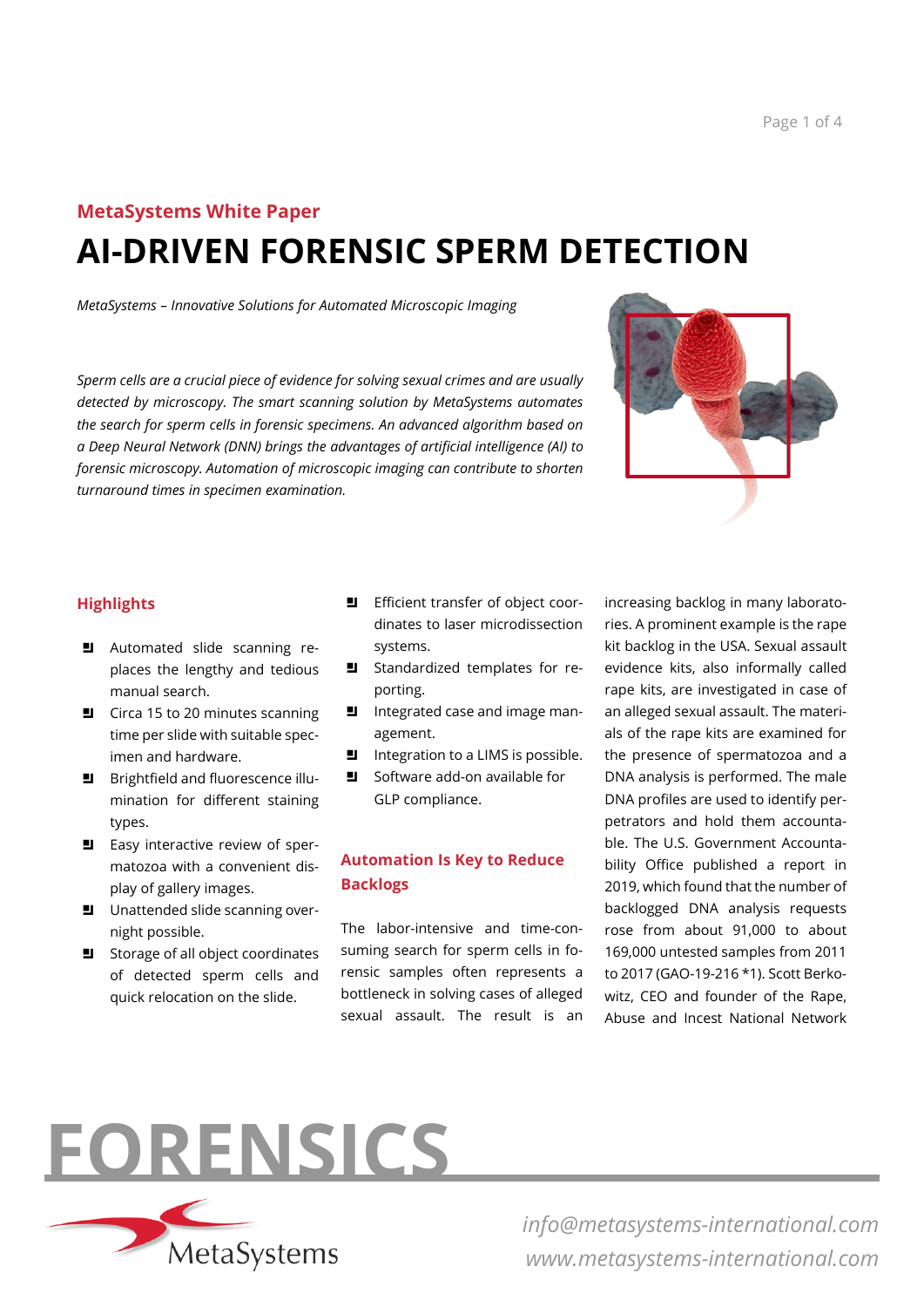MetaSystems White Paper

# AI-DRIVEN FORENSIC SPERM DETECTION

*MetaSystems – Innovative Solutions for Automated Microscopic Imaging*

*Sperm cells are a crucial piece of evidence for solving sexual crimes and are usually detected by microscopy. The smart scanning solution by MetaSystems automates the search for sperm cells in forensic specimens. An advanced algorithm based on a Deep Neural Network (DNN) brings the advantages of artificial intelligence (AI) to forensic microscopy. Automation of microscopic imaging can contribute to shorten turnaround times in specimen examination.*

## Highlights

- Automated slide scanning replaces the lengthy and tedious manual search.
- Circa 15 to 20 minutes scanning time per slide with suitable specimen and hardware.
- Brightfield and fluorescence illumination for different staining types.
- Easy interactive review of spermatozoa with a convenient display of gallery images.
- Unattended slide scanning overnight possible.
- Storage of all object coordinates of detected sperm cells and quick relocation on the slide.
- Efficient transfer of object coordinates to laser microdissection systems.
- Standardized templates for reporting.
- Integrated case and image management.
- Integration to a LIMS is possible.
- Software add-on available for GLP compliance.

## Automation Is Key to Reduce Backlogs

The labor-intensive and time-consuming search for sperm cells in forensic samples often represents a bottleneck in solving cases of alleged sexual assault. The result is an increasing backlog in many laboratories. A prominent example is the rape kit backlog in the USA. Sexual assault evidence kits, also informally called rape kits, are investigated in case of an alleged sexual assault. The materials of the rape kits are examined for the presence of spermatozoa and a DNA analysis is performed. The male DNA profiles are used to identify perpetrators and hold them accountable. The U.S. Government Accountability Office published a report in 2019, which found that the number of backlogged DNA analysis requests rose from about 91,000 to about 169,000 untested samples from 2011 to 2017 (GAO-19-216 *1). Scott Berkowitz, CEO and founder of the Rape, Abuse and Incest National Network

FORENSICS

MetaSystems

info@metasystems-international.com
www.metasystems-international.com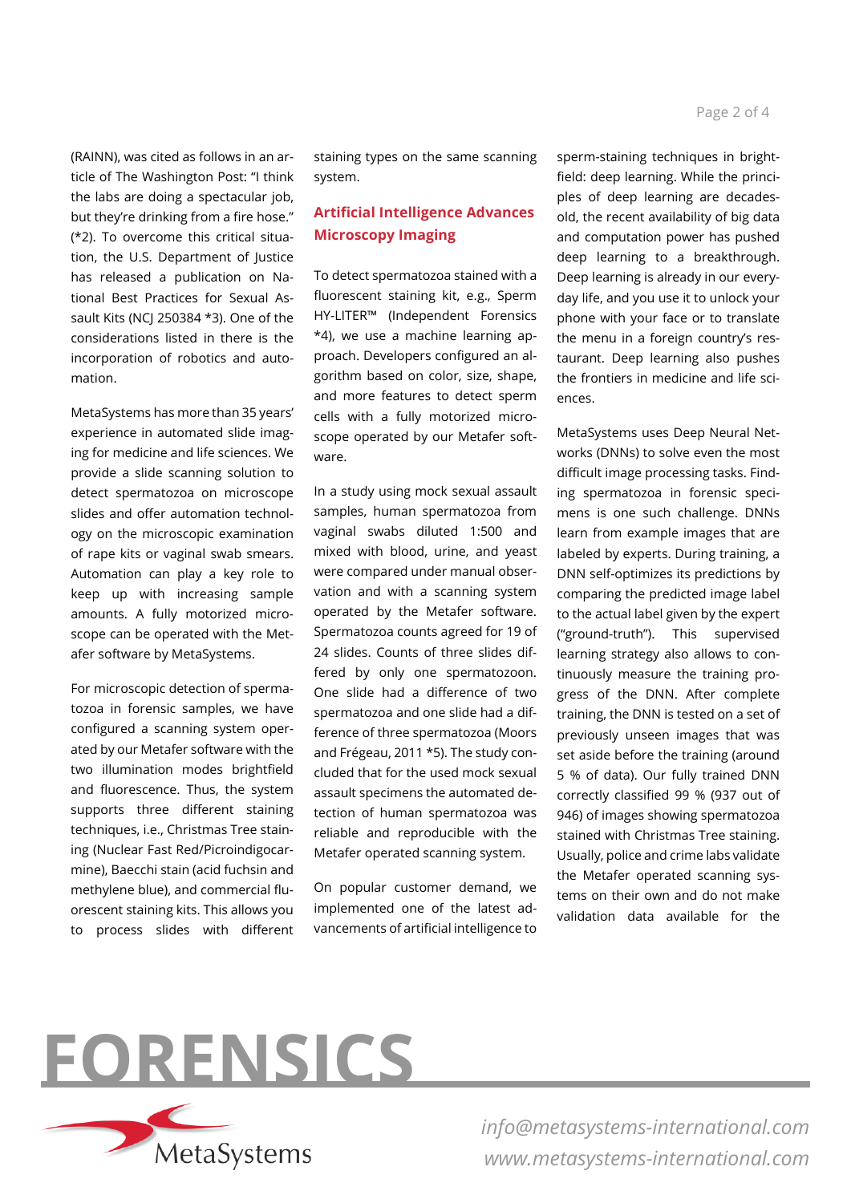(RAINN), was cited as follows in an article of The Washington Post: "I think the labs are doing a spectacular job, but they're drinking from a fire hose." (*2). To overcome this critical situation, the U.S. Department of Justice has released a publication on National Best Practices for Sexual Assault Kits (NCJ 250384 *3). One of the considerations listed in there is the incorporation of robotics and automation.

MetaSystems has more than 35 years' experience in automated slide imaging for medicine and life sciences. We provide a slide scanning solution to detect spermatozoa on microscope slides and offer automation technology on the microscopic examination of rape kits or vaginal swab smears. Automation can play a key role to keep up with increasing sample amounts. A fully motorized microscope can be operated with the Metafer software by MetaSystems.

For microscopic detection of spermatozoa in forensic samples, we have configured a scanning system operated by our Metafer software with the two illumination modes brightfield and fluorescence. Thus, the system supports three different staining techniques, i.e., Christmas Tree staining (Nuclear Fast Red/Picroindigocarmine), Baecchi stain (acid fuchsin and methylene blue), and commercial fluorescent staining kits. This allows you to process slides with different staining types on the same scanning system.

## Artificial Intelligence Advances Microscopy Imaging

To detect spermatozoa stained with a fluorescent staining kit, e.g., Sperm HY-LITER™ (Independent Forensics *4), we use a machine learning approach. Developers configured an algorithm based on color, size, shape, and more features to detect sperm cells with a fully motorized microscope operated by our Metafer software.

In a study using mock sexual assault samples, human spermatozoa from vaginal swabs diluted 1:500 and mixed with blood, urine, and yeast were compared under manual observation and with a scanning system operated by the Metafer software. Spermatozoa counts agreed for 19 of 24 slides. Counts of three slides differed by only one spermatozoon. One slide had a difference of two spermatozoa and one slide had a difference of three spermatozoa (Moors and Frégeau, 2011 *5). The study concluded that for the used mock sexual assault specimens the automated detection of human spermatozoa was reliable and reproducible with the Metafer operated scanning system.

On popular customer demand, we implemented one of the latest advancements of artificial intelligence to sperm-staining techniques in brightfield: deep learning. While the principles of deep learning are decades-old, the recent availability of big data and computation power has pushed deep learning to a breakthrough. Deep learning is already in our everyday life, and you use it to unlock your phone with your face or to translate the menu in a foreign country's restaurant. Deep learning also pushes the frontiers in medicine and life sciences.

MetaSystems uses Deep Neural Networks (DNNs) to solve even the most difficult image processing tasks. Finding spermatozoa in forensic specimens is one such challenge. DNNs learn from example images that are labeled by experts. During training, a DNN self-optimizes its predictions by comparing the predicted image label to the actual label given by the expert ("ground-truth"). This supervised learning strategy also allows to continuously measure the training progress of the DNN. After complete training, the DNN is tested on a set of previously unseen images that was set aside before the training (around 5 % of data). Our fully trained DNN correctly classified 99 % (937 out of 946) of images showing spermatozoa stained with Christmas Tree staining. Usually, police and crime labs validate the Metafer operated scanning systems on their own and do not make validation data available for the

# FORENSICS

MetaSystems

*info@metasystems-international.com*
*www.metasystems-international.com*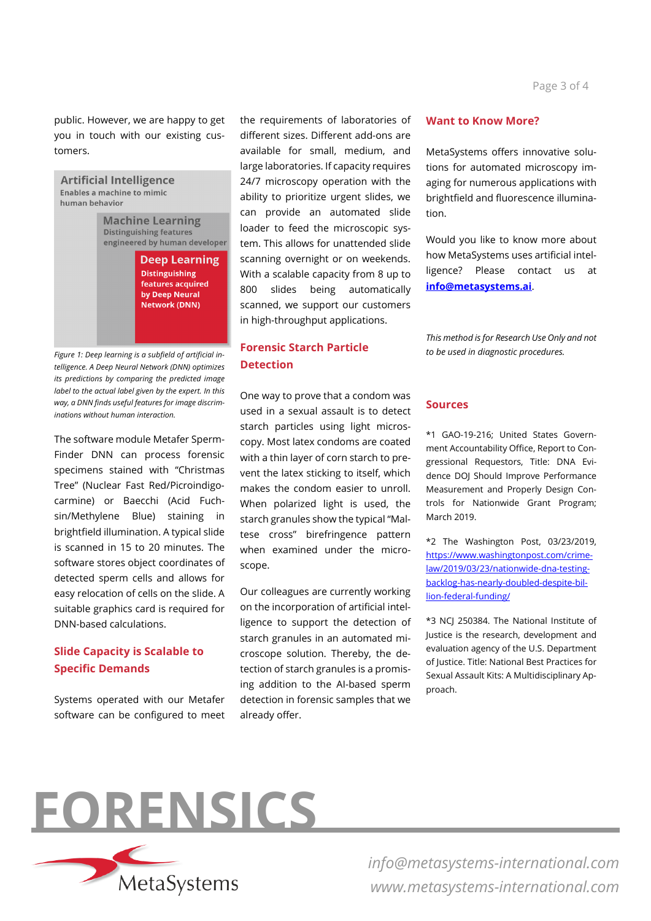public. However, we are happy to get you in touch with our existing customers.

Artificial Intelligence
Enables a machine to mimic human behavior

Machine Learning
Distinguishing features engineered by human developer

Deep Learning
Distinguishing features acquired by Deep Neural Network (DNN)

*Figure 1: Deep learning is a subfield of artificial intelligence. A Deep Neural Network (DNN) optimizes its predictions by comparing the predicted image label to the actual label given by the expert. In this way, a DNN finds useful features for image discriminations without human interaction.*

The software module Metafer Sperm-Finder DNN can process forensic specimens stained with "Christmas Tree" (Nuclear Fast Red/Picroindigocarmine) or Baecchi (Acid Fuchsin/Methylene Blue) staining in brightfield illumination. A typical slide is scanned in 15 to 20 minutes. The software stores object coordinates of detected sperm cells and allows for easy relocation of cells on the slide. A suitable graphics card is required for DNN-based calculations.

## Slide Capacity is Scalable to Specific Demands

Systems operated with our Metafer software can be configured to meet the requirements of laboratories of different sizes. Different add-ons are available for small, medium, and large laboratories. If capacity requires 24/7 microscopy operation with the ability to prioritize urgent slides, we can provide an automated slide loader to feed the microscopic system. This allows for unattended slide scanning overnight or on weekends. With a scalable capacity from 8 up to 800 slides being automatically scanned, we support our customers in high-throughput applications.

## Forensic Starch Particle Detection

One way to prove that a condom was used in a sexual assault is to detect starch particles using light microscopy. Most latex condoms are coated with a thin layer of corn starch to prevent the latex sticking to itself, which makes the condom easier to unroll. When polarized light is used, the starch granules show the typical "Maltese cross" birefringence pattern when examined under the microscope.

Our colleagues are currently working on the incorporation of artificial intelligence to support the detection of starch granules in an automated microscope solution. Thereby, the detection of starch granules is a promising addition to the AI-based sperm detection in forensic samples that we already offer.

## Want to Know More?

MetaSystems offers innovative solutions for automated microscopy imaging for numerous applications with brightfield and fluorescence illumination.

Would you like to know more about how MetaSystems uses artificial intelligence? Please contact us at **info@metasystems.ai**.

*This method is for Research Use Only and not to be used in diagnostic procedures.*

## Sources

*1 GAO-19-216; United States Government Accountability Office, Report to Congressional Requestors, Title: DNA Evidence DOJ Should Improve Performance Measurement and Properly Design Controls for Nationwide Grant Program; March 2019.

*2 The Washington Post, 03/23/2019, https://www.washingtonpost.com/crime-law/2019/03/23/nationwide-dna-testing-backlog-has-nearly-doubled-despite-billion-federal-funding/

*3 NCJ 250384. The National Institute of Justice is the research, development and evaluation agency of the U.S. Department of Justice. Title: National Best Practices for Sexual Assault Kits: A Multidisciplinary Approach.

# FORENSICS

MetaSystems

info@metasystems-international.com
www.metasystems-international.com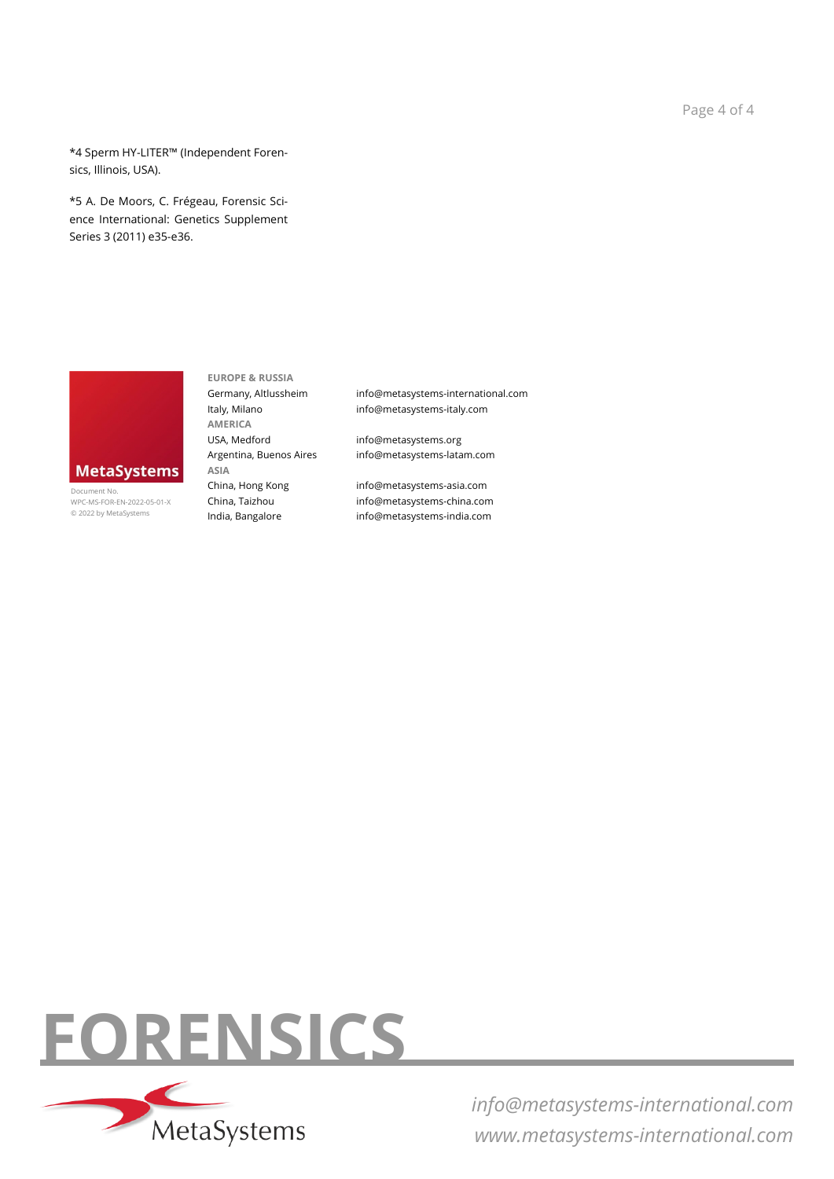*4 Sperm HY-LITER™ (Independent Forensics, Illinois, USA).

*5 A. De Moors, C. Frégeau, Forensic Science International: Genetics Supplement Series 3 (2011) e35-e36.

MetaSystems

Document No.
WPC-MS-FOR-EN-2022-05-01-X
© 2022 by MetaSystems

**EUROPE & RUSSIA**

Germany, Altlussheim — info@metasystems-international.com
Italy, Milano — info@metasystems-italy.com

**AMERICA**

USA, Medford — info@metasystems.org
Argentina, Buenos Aires — info@metasystems-latam.com

**ASIA**

China, Hong Kong — info@metasystems-asia.com
China, Taizhou — info@metasystems-china.com
India, Bangalore — info@metasystems-india.com

# FORENSICS

MetaSystems

*info@metasystems-international.com*
*www.metasystems-international.com*